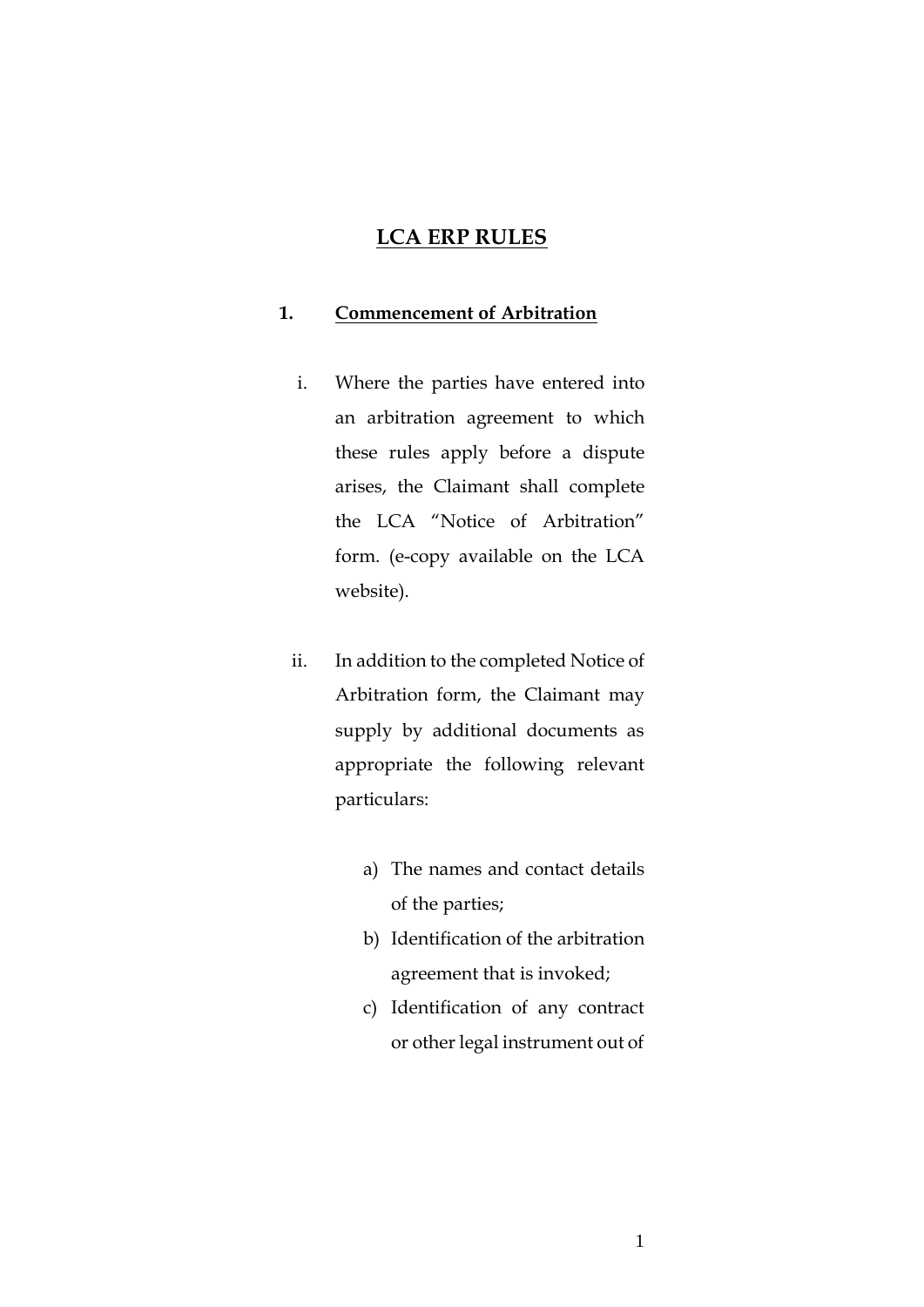# LCA ERP RULES

## 1. Commencement of Arbitration

i. Where the parties have entered into an arbitration agreement to which these rules apply before a dispute arises, the Claimant shall complete the LCA "Notice of Arbitration" form. (e-copy available on the LCA website).

ii. In addition to the completed Notice of Arbitration form, the Claimant may supply by additional documents as appropriate the following relevant particulars:

   a) The names and contact details of the parties;
   b) Identification of the arbitration agreement that is invoked;
   c) Identification of any contract or other legal instrument out of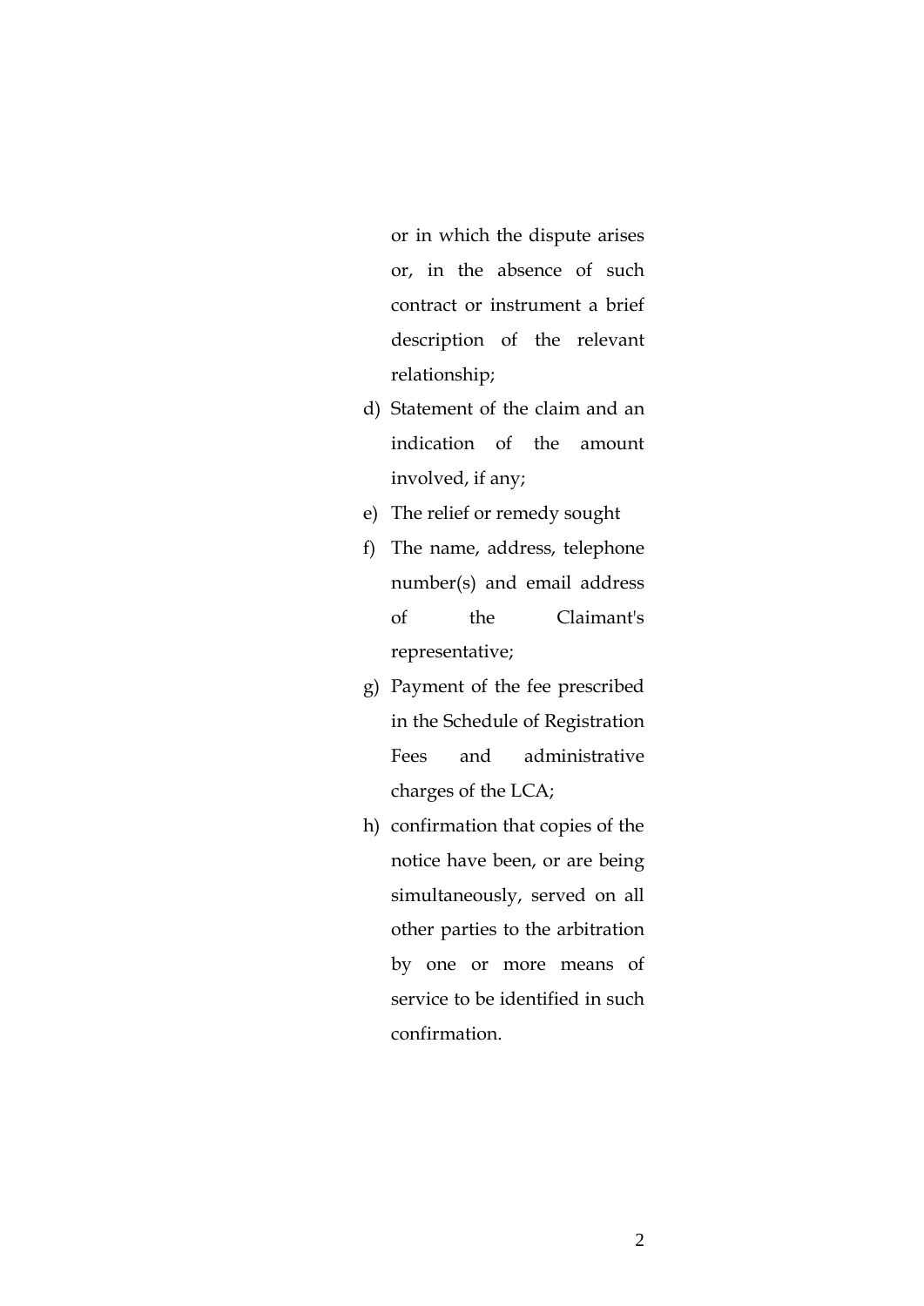or in which the dispute arises or, in the absence of such contract or instrument a brief description of the relevant relationship;

d) Statement of the claim and an indication of the amount involved, if any;

e) The relief or remedy sought

f) The name, address, telephone number(s) and email address of the Claimant's representative;

g) Payment of the fee prescribed in the Schedule of Registration Fees and administrative charges of the LCA;

h) confirmation that copies of the notice have been, or are being simultaneously, served on all other parties to the arbitration by one or more means of service to be identified in such confirmation.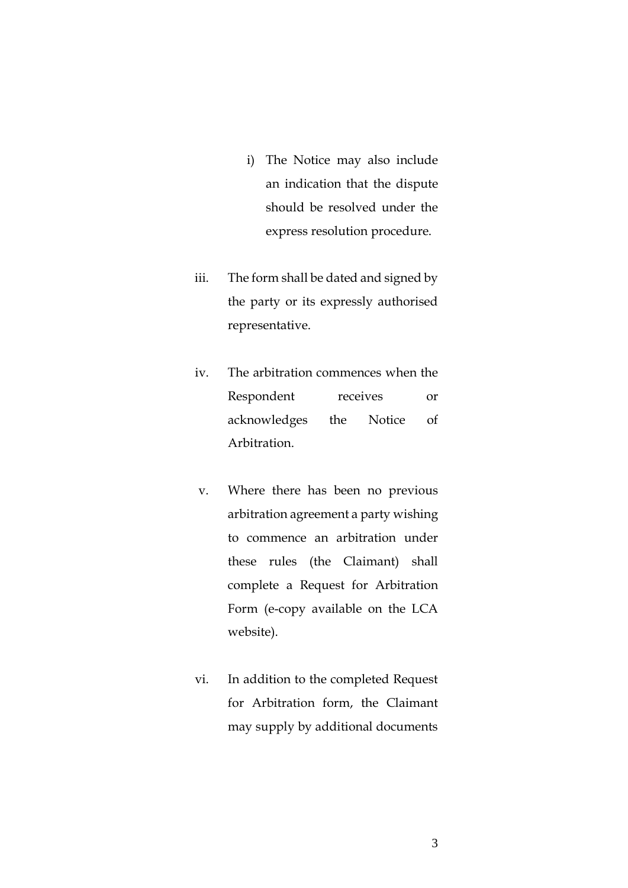i) The Notice may also include an indication that the dispute should be resolved under the express resolution procedure.

iii. The form shall be dated and signed by the party or its expressly authorised representative.

iv. The arbitration commences when the Respondent receives or acknowledges the Notice of Arbitration.

v. Where there has been no previous arbitration agreement a party wishing to commence an arbitration under these rules (the Claimant) shall complete a Request for Arbitration Form (e-copy available on the LCA website).

vi. In addition to the completed Request for Arbitration form, the Claimant may supply by additional documents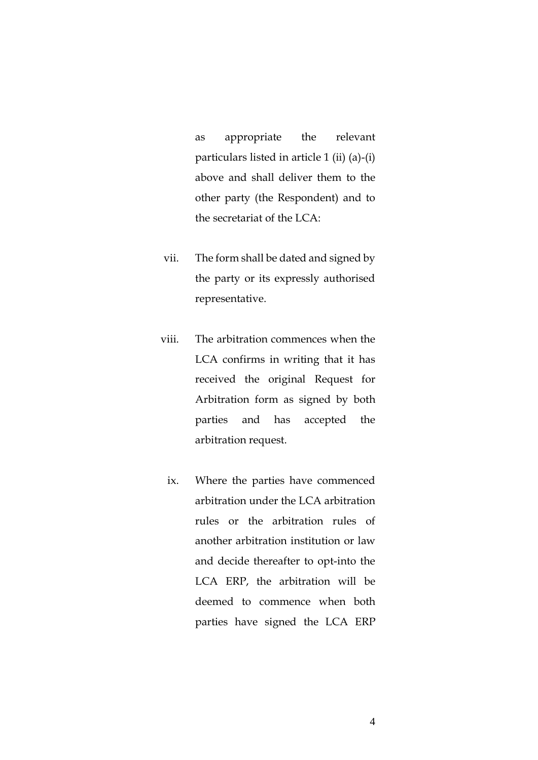as appropriate the relevant particulars listed in article 1 (ii) (a)-(i) above and shall deliver them to the other party (the Respondent) and to the secretariat of the LCA:

vii. The form shall be dated and signed by the party or its expressly authorised representative.

viii. The arbitration commences when the LCA confirms in writing that it has received the original Request for Arbitration form as signed by both parties and has accepted the arbitration request.

ix. Where the parties have commenced arbitration under the LCA arbitration rules or the arbitration rules of another arbitration institution or law and decide thereafter to opt-into the LCA ERP, the arbitration will be deemed to commence when both parties have signed the LCA ERP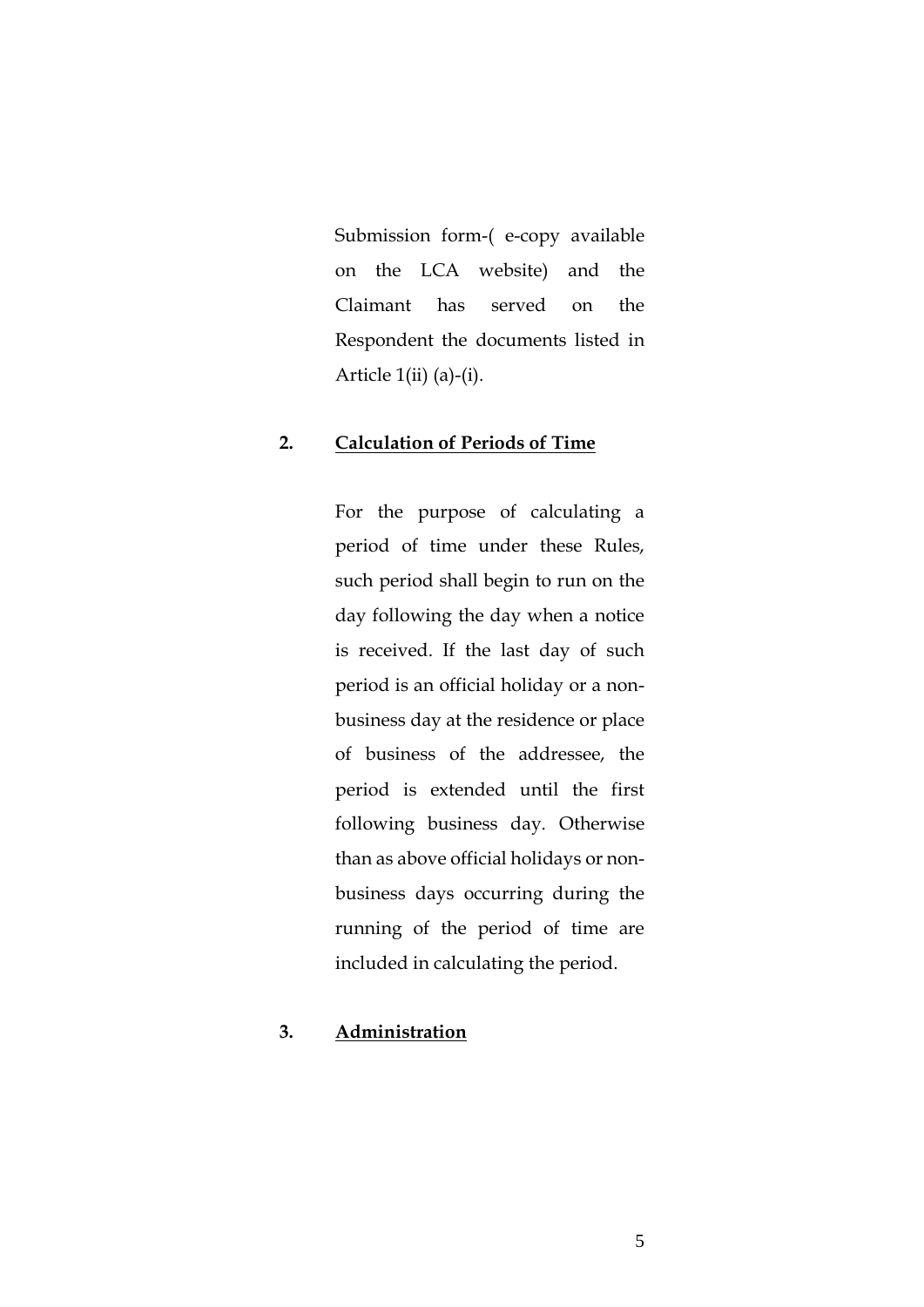Submission form-( e-copy available on the LCA website) and the Claimant has served on the Respondent the documents listed in Article 1(ii) (a)-(i).

## 2. Calculation of Periods of Time

For the purpose of calculating a period of time under these Rules, such period shall begin to run on the day following the day when a notice is received. If the last day of such period is an official holiday or a non-business day at the residence or place of business of the addressee, the period is extended until the first following business day. Otherwise than as above official holidays or non-business days occurring during the running of the period of time are included in calculating the period.

## 3. Administration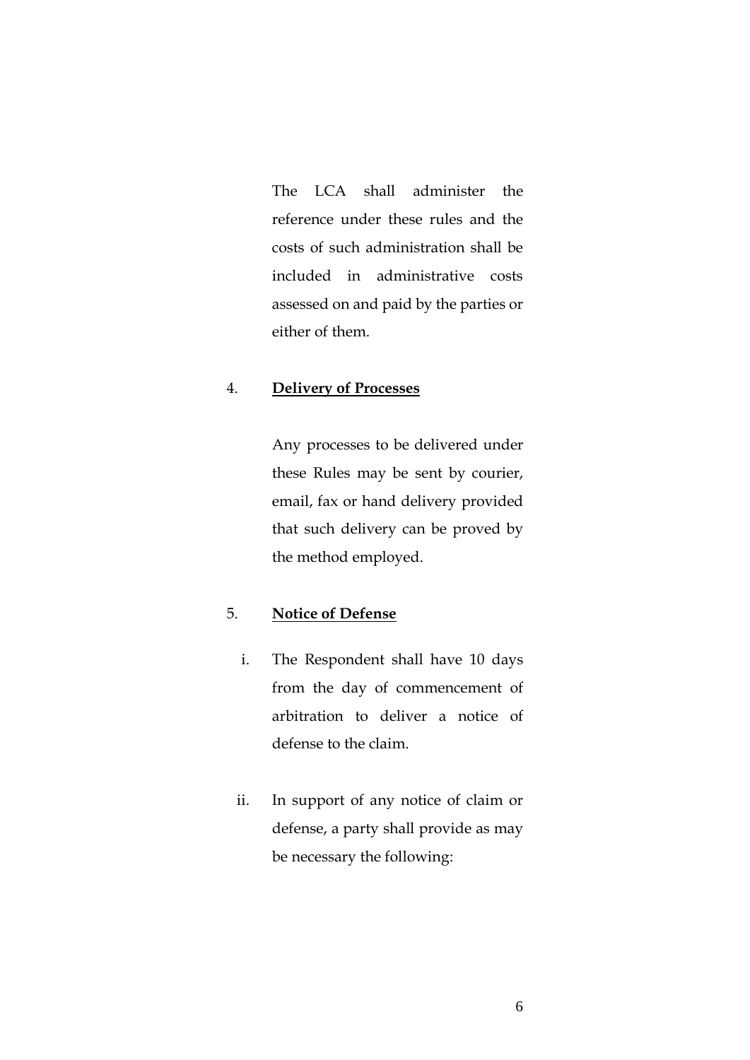The LCA shall administer the reference under these rules and the costs of such administration shall be included in administrative costs assessed on and paid by the parties or either of them.

4. **<u>Delivery of Processes</u>**

Any processes to be delivered under these Rules may be sent by courier, email, fax or hand delivery provided that such delivery can be proved by the method employed.

5. **<u>Notice of Defense</u>**

i. The Respondent shall have 10 days from the day of commencement of arbitration to deliver a notice of defense to the claim.

ii. In support of any notice of claim or defense, a party shall provide as may be necessary the following: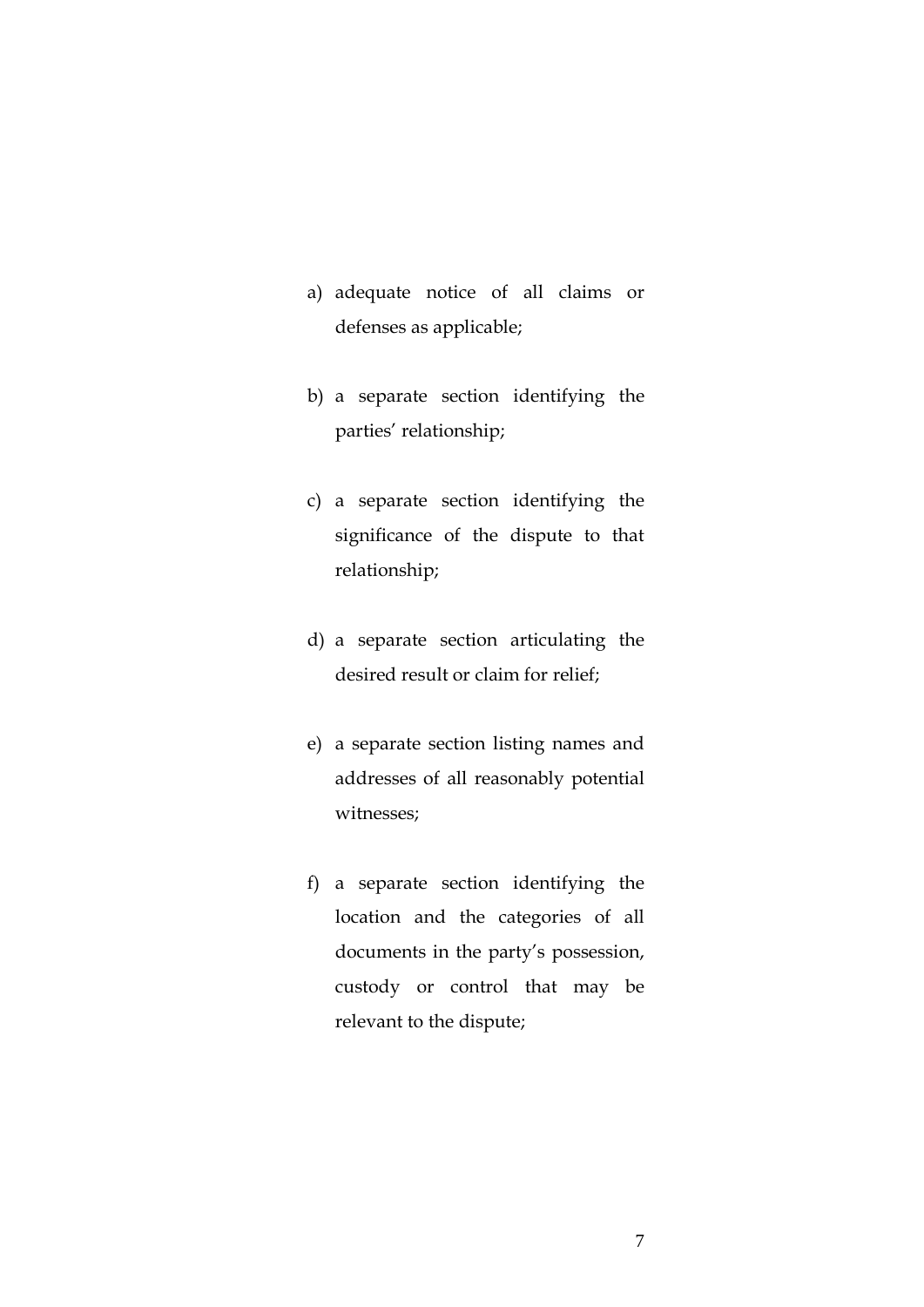a) adequate notice of all claims or defenses as applicable;

b) a separate section identifying the parties' relationship;

c) a separate section identifying the significance of the dispute to that relationship;

d) a separate section articulating the desired result or claim for relief;

e) a separate section listing names and addresses of all reasonably potential witnesses;

f) a separate section identifying the location and the categories of all documents in the party's possession, custody or control that may be relevant to the dispute;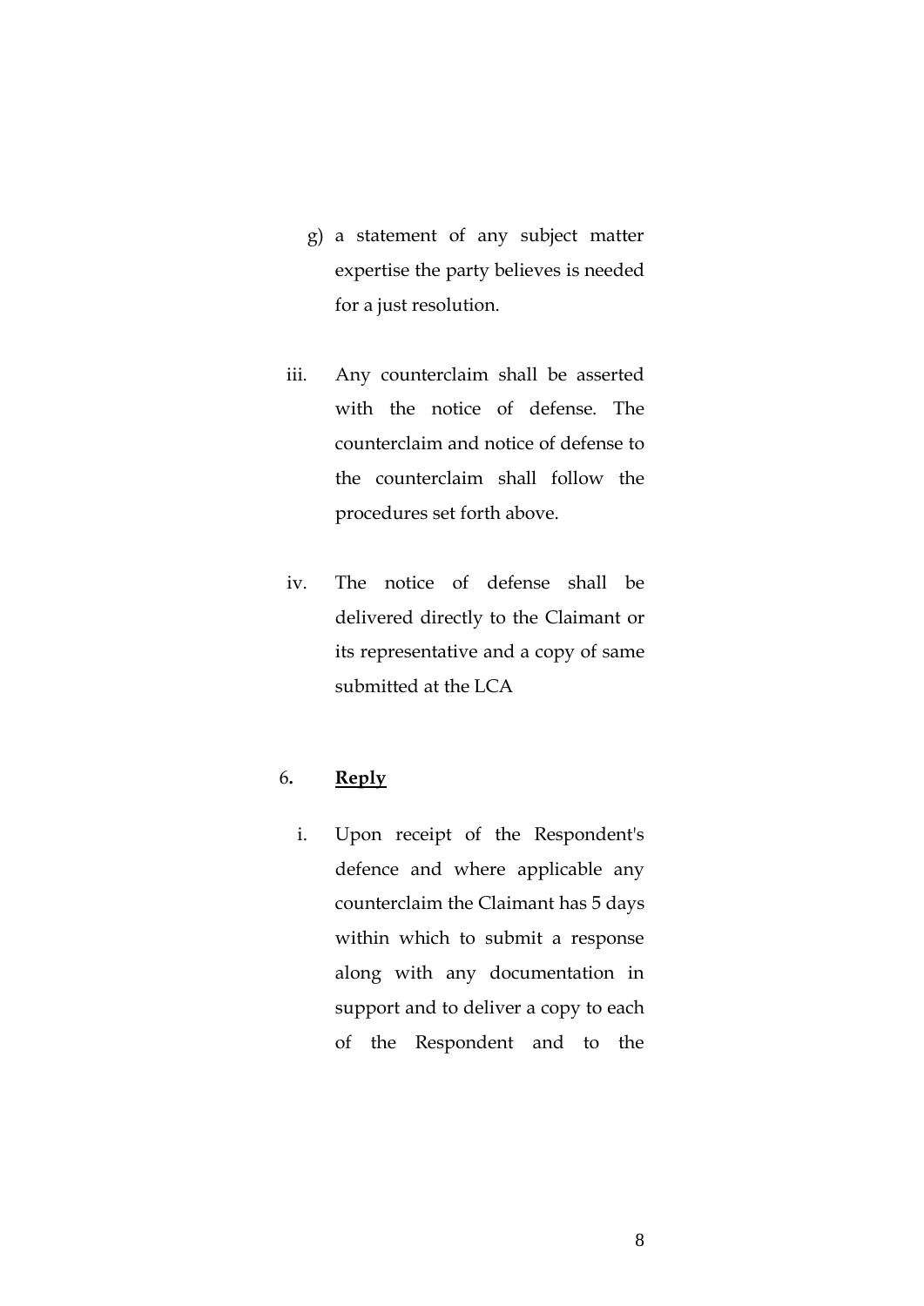g) a statement of any subject matter expertise the party believes is needed for a just resolution.

iii. Any counterclaim shall be asserted with the notice of defense. The counterclaim and notice of defense to the counterclaim shall follow the procedures set forth above.

iv. The notice of defense shall be delivered directly to the Claimant or its representative and a copy of same submitted at the LCA

6. **<u>Reply</u>**

i. Upon receipt of the Respondent's defence and where applicable any counterclaim the Claimant has 5 days within which to submit a response along with any documentation in support and to deliver a copy to each of the Respondent and to the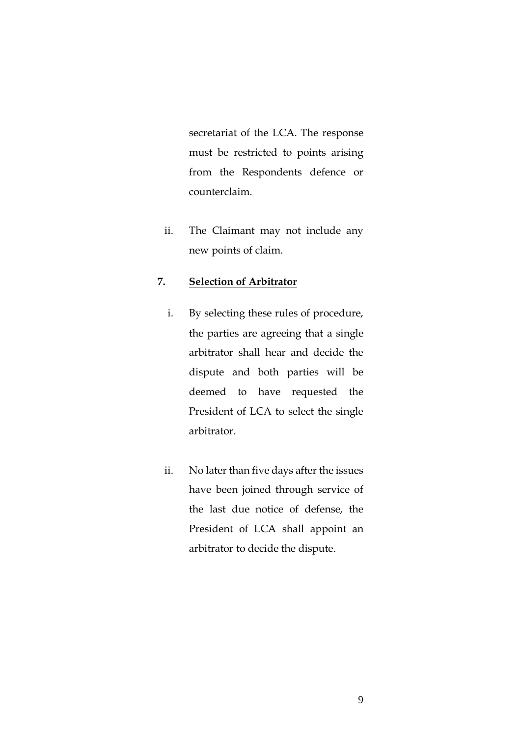secretariat of the LCA. The response must be restricted to points arising from the Respondents defence or counterclaim.

ii. The Claimant may not include any new points of claim.

**7. <u>Selection of Arbitrator</u>**

i. By selecting these rules of procedure, the parties are agreeing that a single arbitrator shall hear and decide the dispute and both parties will be deemed to have requested the President of LCA to select the single arbitrator.

ii. No later than five days after the issues have been joined through service of the last due notice of defense, the President of LCA shall appoint an arbitrator to decide the dispute.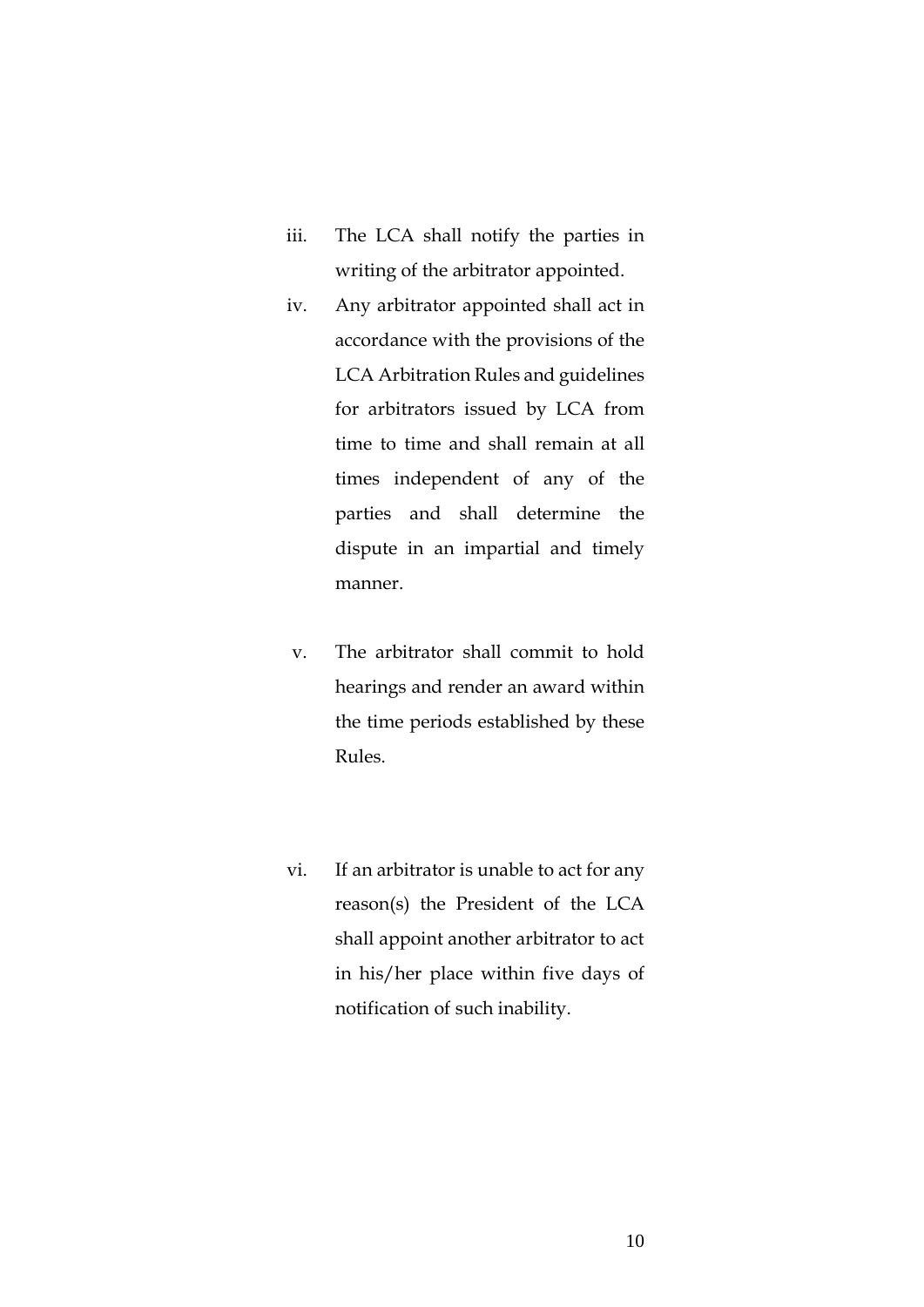iii. The LCA shall notify the parties in writing of the arbitrator appointed.

iv. Any arbitrator appointed shall act in accordance with the provisions of the LCA Arbitration Rules and guidelines for arbitrators issued by LCA from time to time and shall remain at all times independent of any of the parties and shall determine the dispute in an impartial and timely manner.

v. The arbitrator shall commit to hold hearings and render an award within the time periods established by these Rules.

vi. If an arbitrator is unable to act for any reason(s) the President of the LCA shall appoint another arbitrator to act in his/her place within five days of notification of such inability.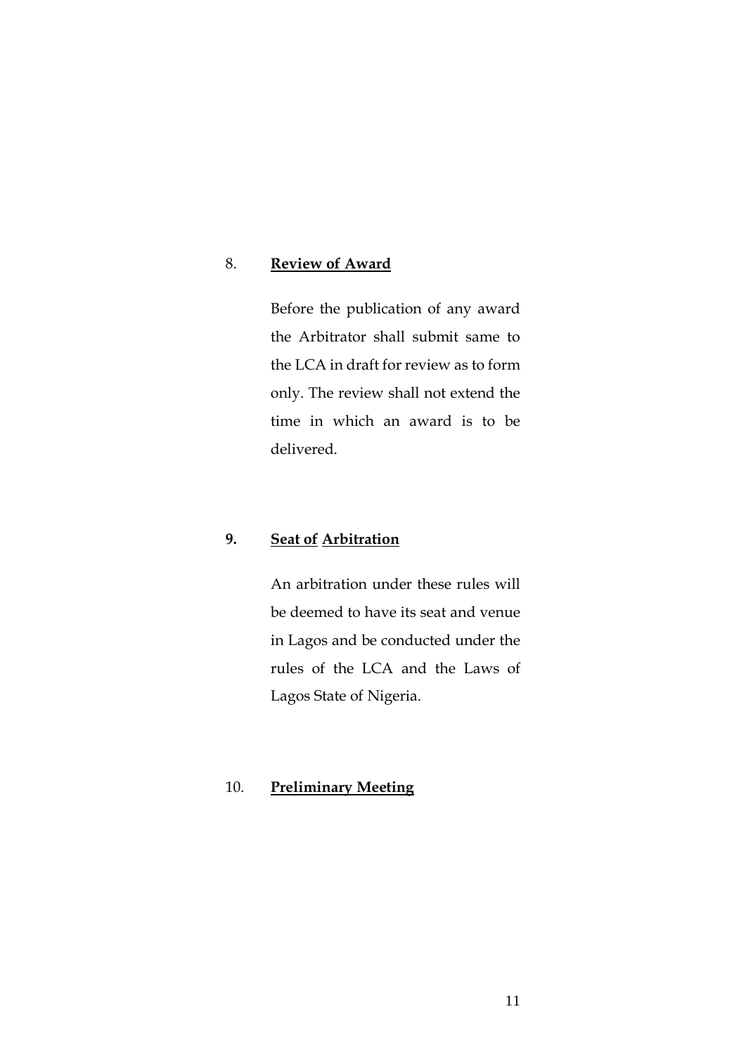8. **Review of Award**

Before the publication of any award the Arbitrator shall submit same to the LCA in draft for review as to form only. The review shall not extend the time in which an award is to be delivered.

**9. Seat of Arbitration**

An arbitration under these rules will be deemed to have its seat and venue in Lagos and be conducted under the rules of the LCA and the Laws of Lagos State of Nigeria.

10. **Preliminary Meeting**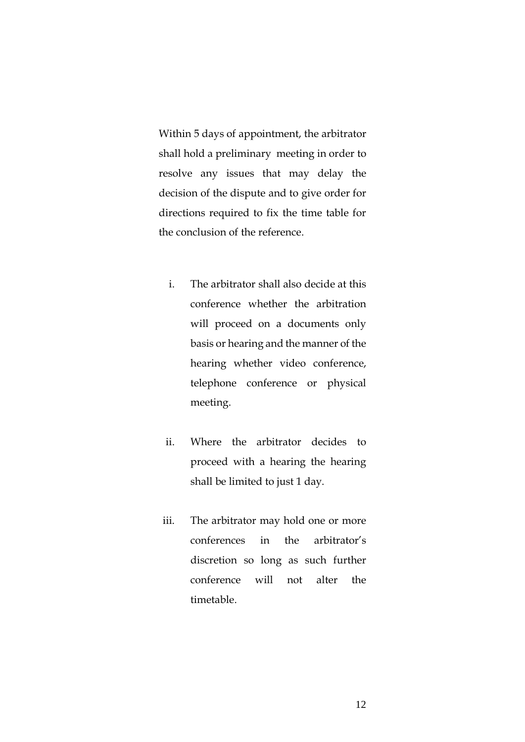Within 5 days of appointment, the arbitrator shall hold a preliminary meeting in order to resolve any issues that may delay the decision of the dispute and to give order for directions required to fix the time table for the conclusion of the reference.

i. The arbitrator shall also decide at this conference whether the arbitration will proceed on a documents only basis or hearing and the manner of the hearing whether video conference, telephone conference or physical meeting.

ii. Where the arbitrator decides to proceed with a hearing the hearing shall be limited to just 1 day.

iii. The arbitrator may hold one or more conferences in the arbitrator's discretion so long as such further conference will not alter the timetable.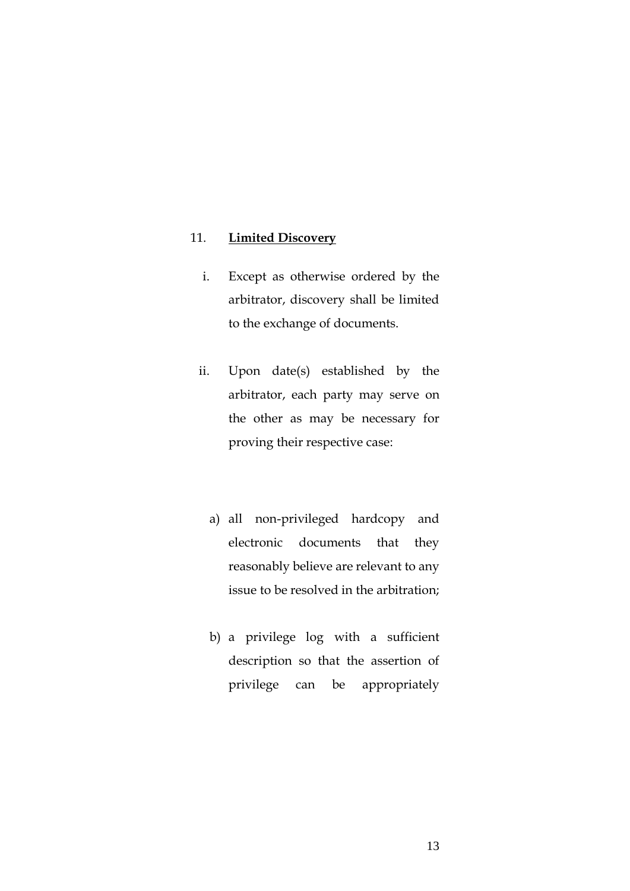11. **<u>Limited Discovery</u>**

i. Except as otherwise ordered by the arbitrator, discovery shall be limited to the exchange of documents.

ii. Upon date(s) established by the arbitrator, each party may serve on the other as may be necessary for proving their respective case:

a) all non-privileged hardcopy and electronic documents that they reasonably believe are relevant to any issue to be resolved in the arbitration;

b) a privilege log with a sufficient description so that the assertion of privilege can be appropriately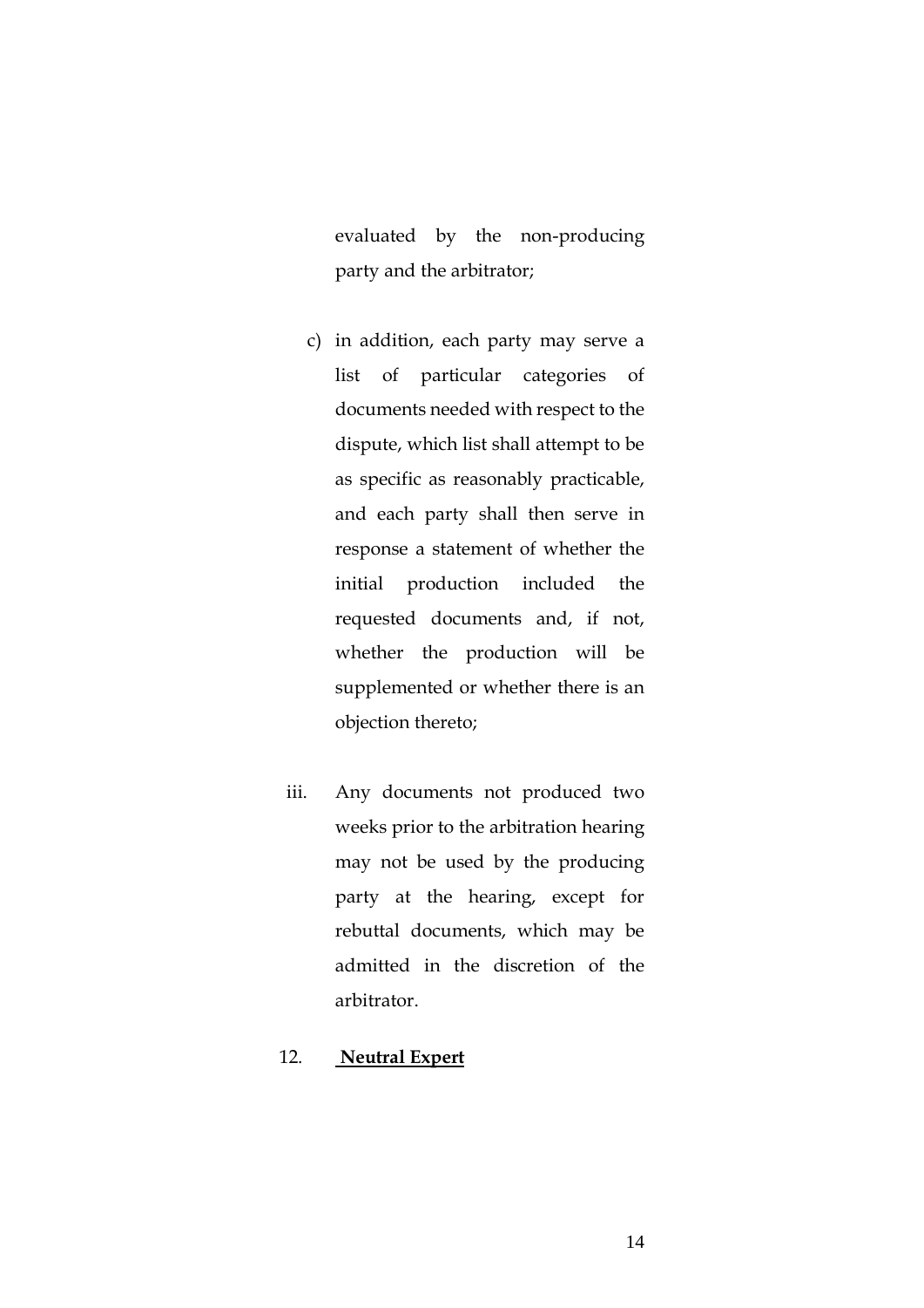evaluated by the non-producing party and the arbitrator;

c) in addition, each party may serve a list of particular categories of documents needed with respect to the dispute, which list shall attempt to be as specific as reasonably practicable, and each party shall then serve in response a statement of whether the initial production included the requested documents and, if not, whether the production will be supplemented or whether there is an objection thereto;

iii. Any documents not produced two weeks prior to the arbitration hearing may not be used by the producing party at the hearing, except for rebuttal documents, which may be admitted in the discretion of the arbitrator.

12. **Neutral Expert**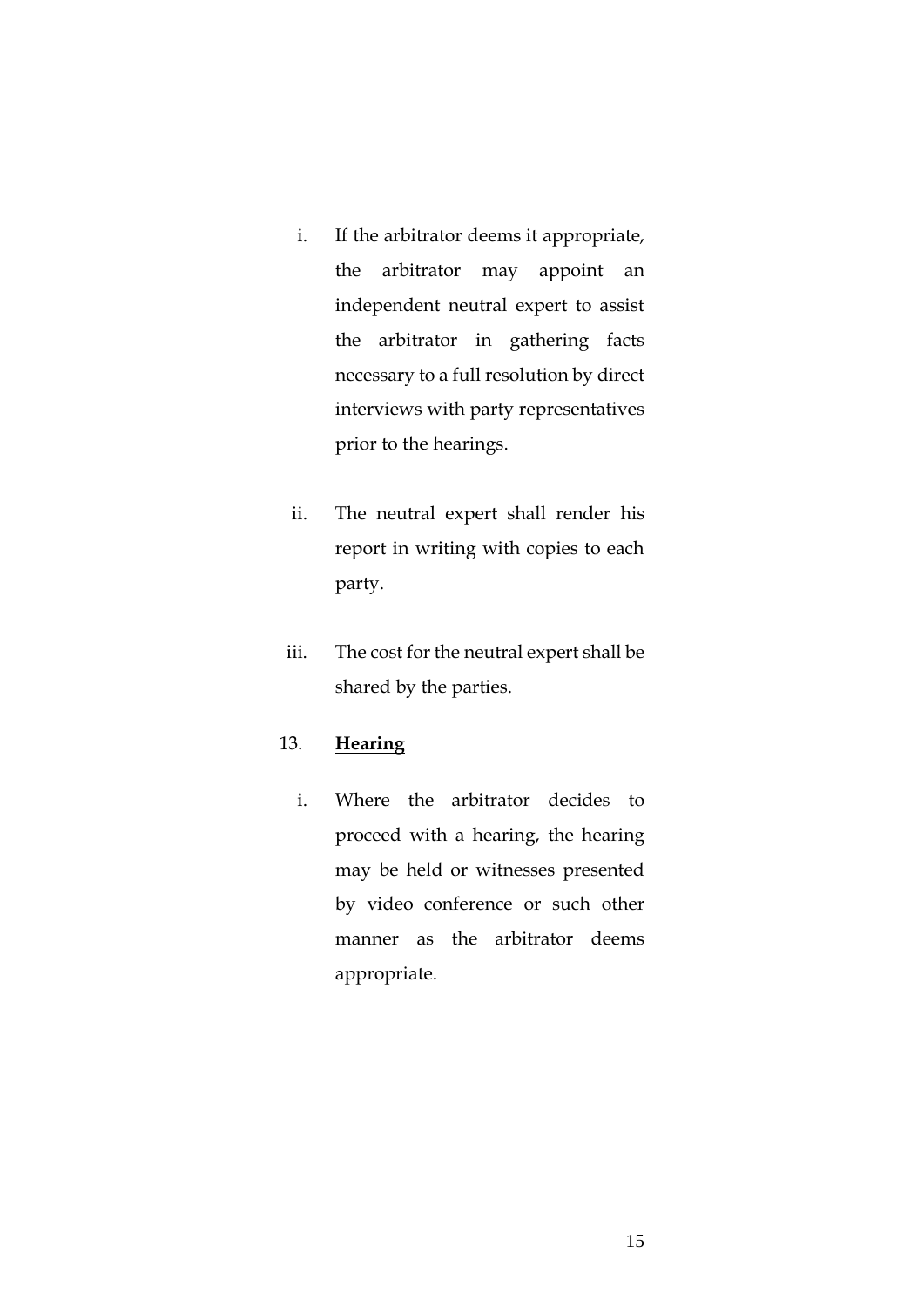i. If the arbitrator deems it appropriate, the arbitrator may appoint an independent neutral expert to assist the arbitrator in gathering facts necessary to a full resolution by direct interviews with party representatives prior to the hearings.

ii. The neutral expert shall render his report in writing with copies to each party.

iii. The cost for the neutral expert shall be shared by the parties.

13. **<u>Hearing</u>**

i. Where the arbitrator decides to proceed with a hearing, the hearing may be held or witnesses presented by video conference or such other manner as the arbitrator deems appropriate.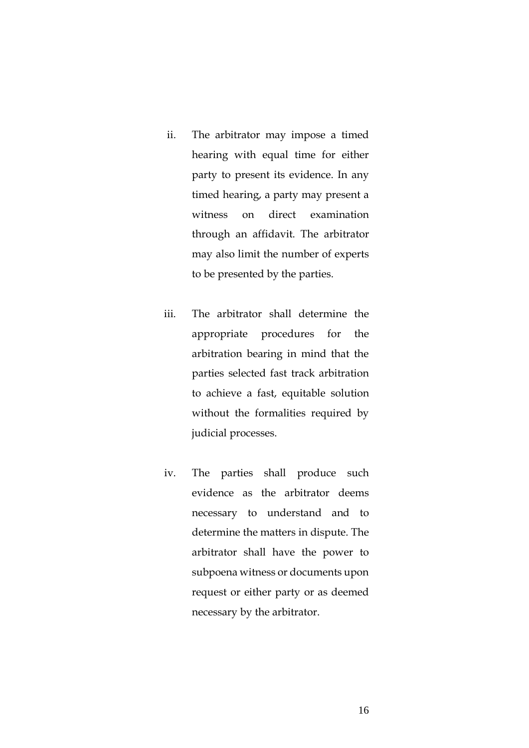ii. The arbitrator may impose a timed hearing with equal time for either party to present its evidence. In any timed hearing, a party may present a witness on direct examination through an affidavit. The arbitrator may also limit the number of experts to be presented by the parties.

iii. The arbitrator shall determine the appropriate procedures for the arbitration bearing in mind that the parties selected fast track arbitration to achieve a fast, equitable solution without the formalities required by judicial processes.

iv. The parties shall produce such evidence as the arbitrator deems necessary to understand and to determine the matters in dispute. The arbitrator shall have the power to subpoena witness or documents upon request or either party or as deemed necessary by the arbitrator.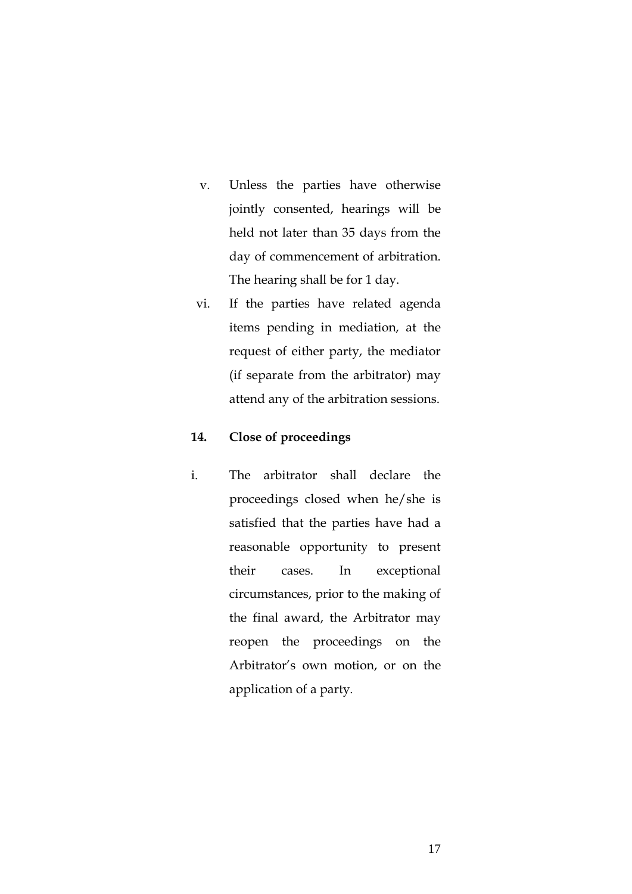v. Unless the parties have otherwise jointly consented, hearings will be held not later than 35 days from the day of commencement of arbitration. The hearing shall be for 1 day.

vi. If the parties have related agenda items pending in mediation, at the request of either party, the mediator (if separate from the arbitrator) may attend any of the arbitration sessions.

**14. Close of proceedings**

i. The arbitrator shall declare the proceedings closed when he/she is satisfied that the parties have had a reasonable opportunity to present their cases. In exceptional circumstances, prior to the making of the final award, the Arbitrator may reopen the proceedings on the Arbitrator's own motion, or on the application of a party.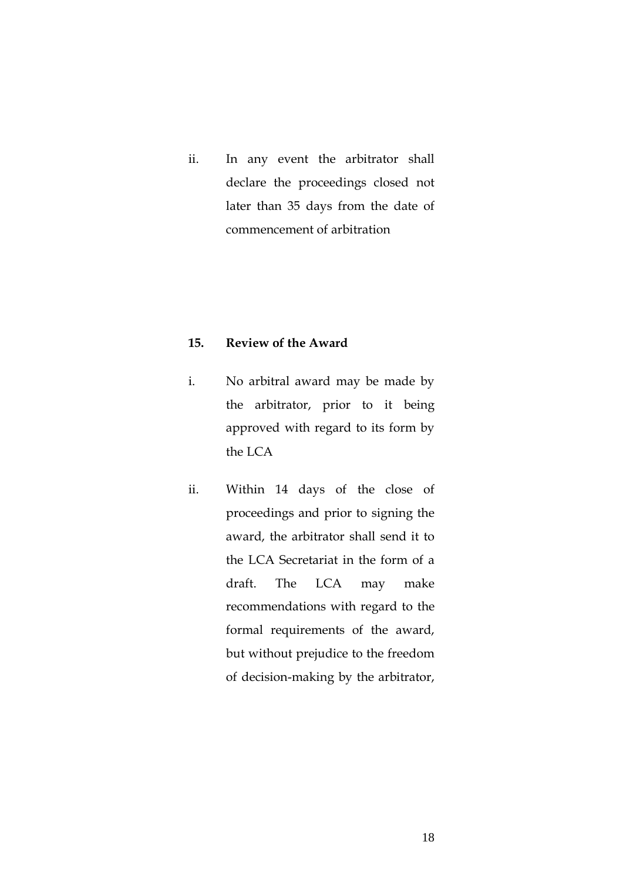ii. In any event the arbitrator shall declare the proceedings closed not later than 35 days from the date of commencement of arbitration

**15. Review of the Award**

i. No arbitral award may be made by the arbitrator, prior to it being approved with regard to its form by the LCA

ii. Within 14 days of the close of proceedings and prior to signing the award, the arbitrator shall send it to the LCA Secretariat in the form of a draft. The LCA may make recommendations with regard to the formal requirements of the award, but without prejudice to the freedom of decision-making by the arbitrator,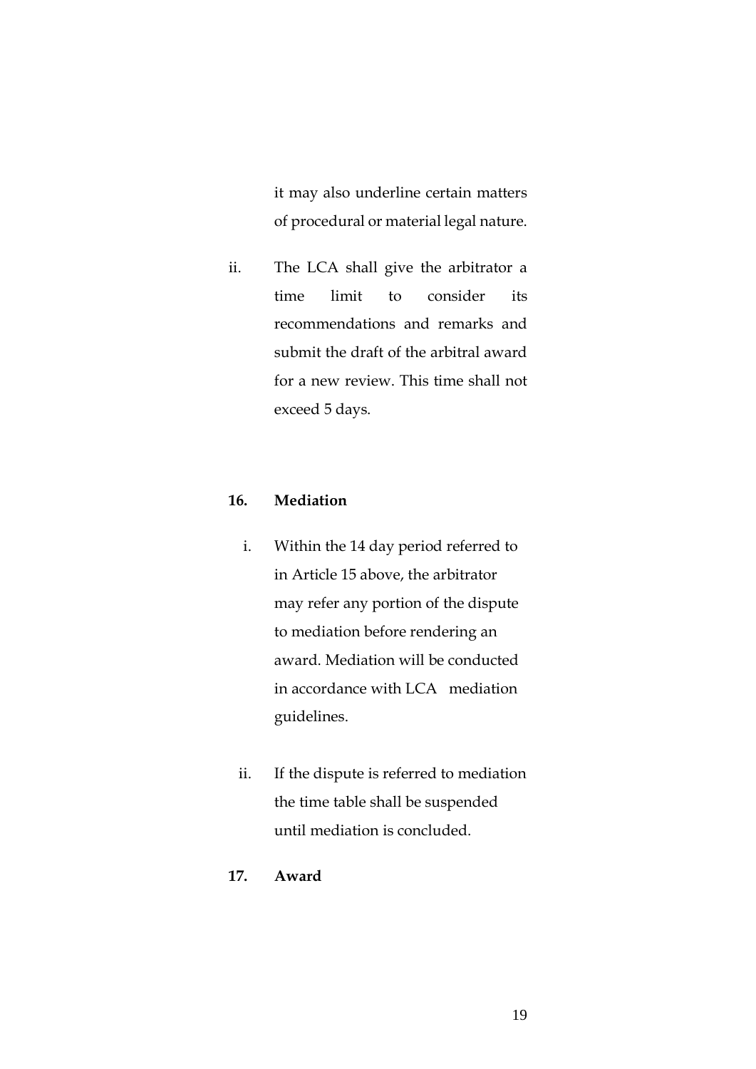it may also underline certain matters of procedural or material legal nature.

ii. The LCA shall give the arbitrator a time limit to consider its recommendations and remarks and submit the draft of the arbitral award for a new review. This time shall not exceed 5 days.

**16. Mediation**

i. Within the 14 day period referred to in Article 15 above, the arbitrator may refer any portion of the dispute to mediation before rendering an award. Mediation will be conducted in accordance with LCA mediation guidelines.

ii. If the dispute is referred to mediation the time table shall be suspended until mediation is concluded.

**17. Award**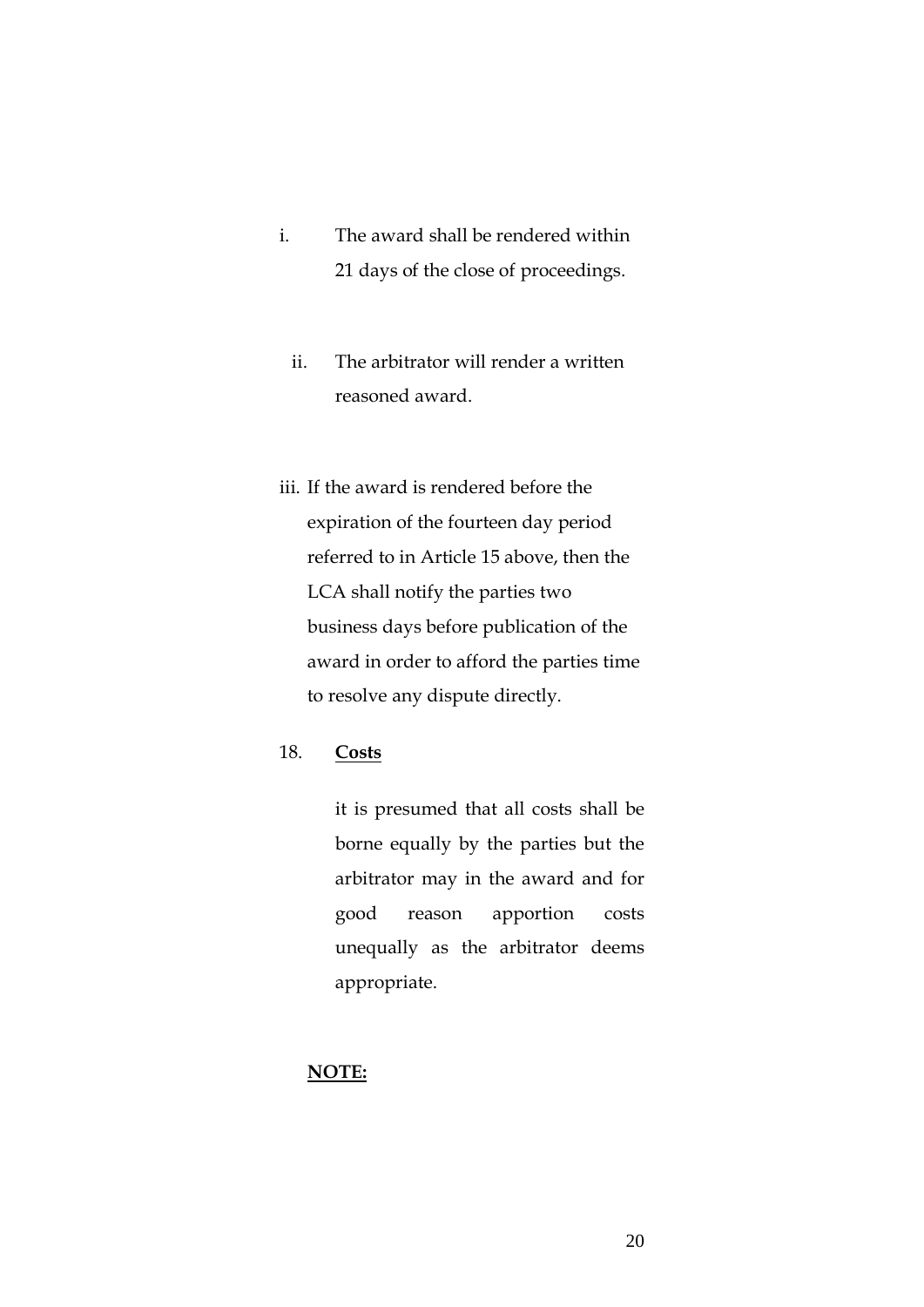i. The award shall be rendered within 21 days of the close of proceedings.

ii. The arbitrator will render a written reasoned award.

iii. If the award is rendered before the expiration of the fourteen day period referred to in Article 15 above, then the LCA shall notify the parties two business days before publication of the award in order to afford the parties time to resolve any dispute directly.

18. **Costs**

it is presumed that all costs shall be borne equally by the parties but the arbitrator may in the award and for good reason apportion costs unequally as the arbitrator deems appropriate.

**NOTE:**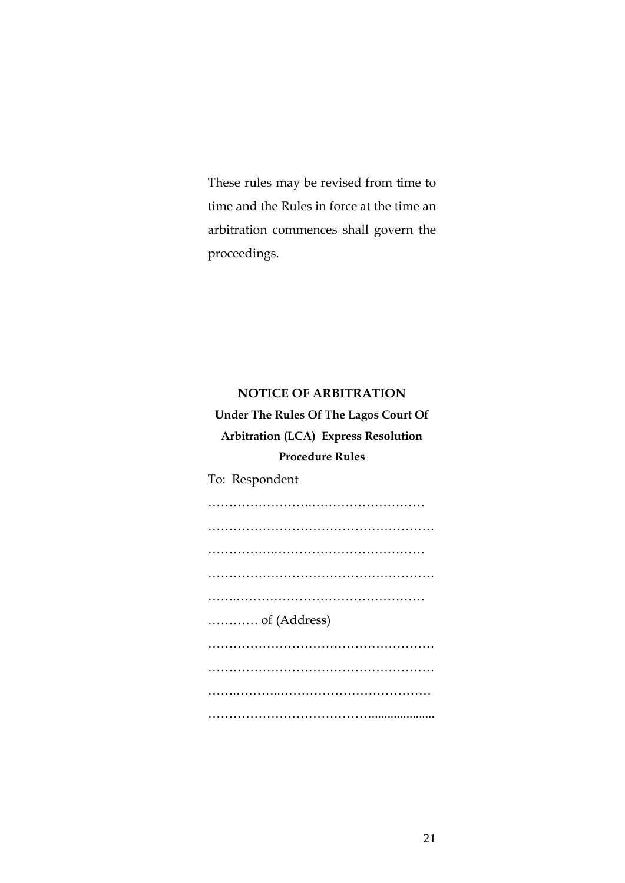These rules may be revised from time to time and the Rules in force at the time an arbitration commences shall govern the proceedings.

**NOTICE OF ARBITRATION**

**Under The Rules Of The Lagos Court Of Arbitration (LCA) Express Resolution Procedure Rules**

To: Respondent

…………………….………………………

………………………………………………

……………..………………………………

………………………………………………

……..………………………………………

………… of (Address)

………………………………………………

………………………………………………

……..………..………………………………

…………………………………....................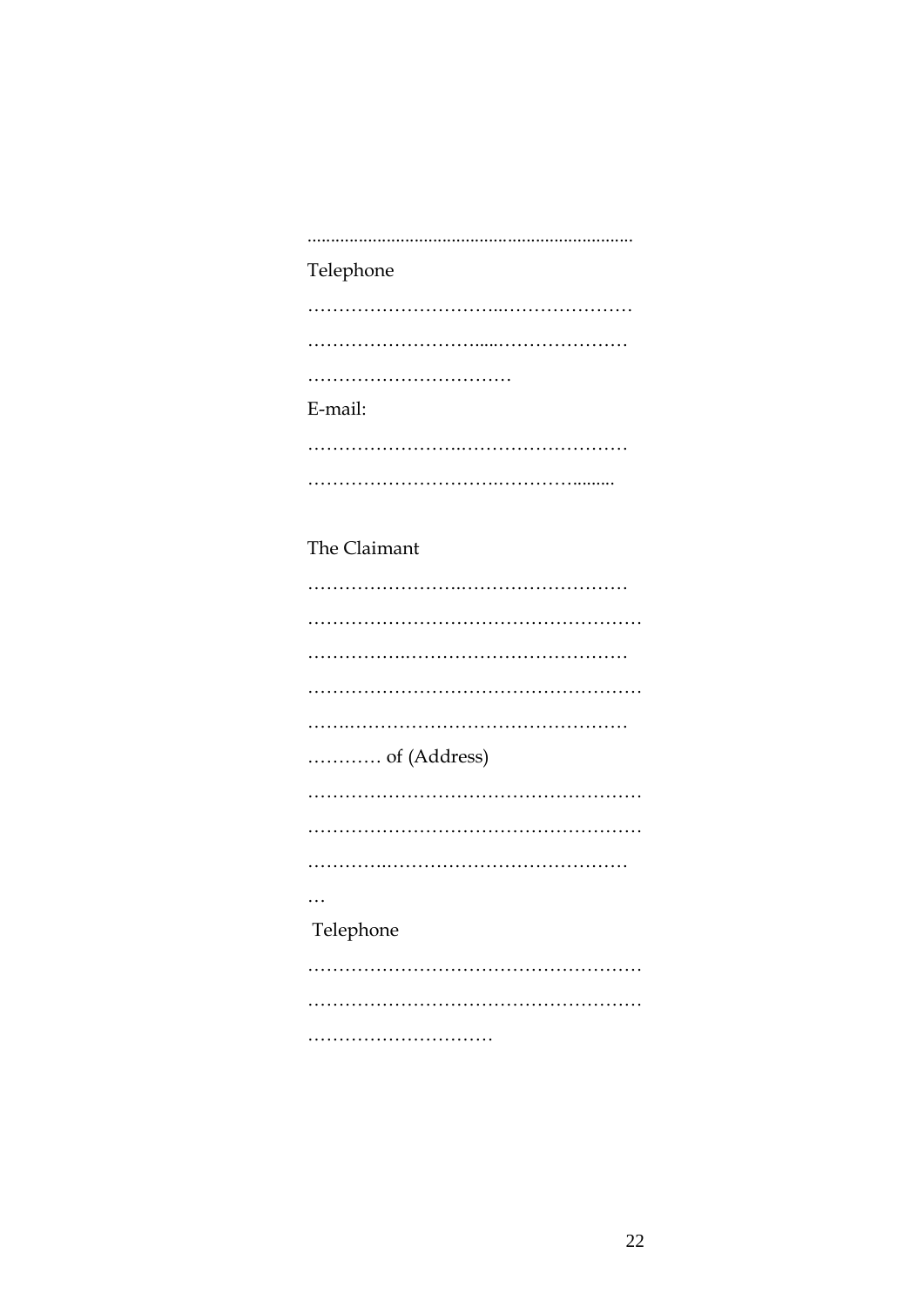......................................................................

Telephone

…………………………..…………………

…………………………....…………………

……………………………

E-mail:

…………………….………………………

…………………………..…………........

The Claimant

…………………….………………………

………………………………………………

……………..……………………………

………………………………………………

……..……………………………………

………… of (Address)

………………………………………………

………………………………………………

…………..…………………………………

…

Telephone

………………………………………………

………………………………………………

…………………………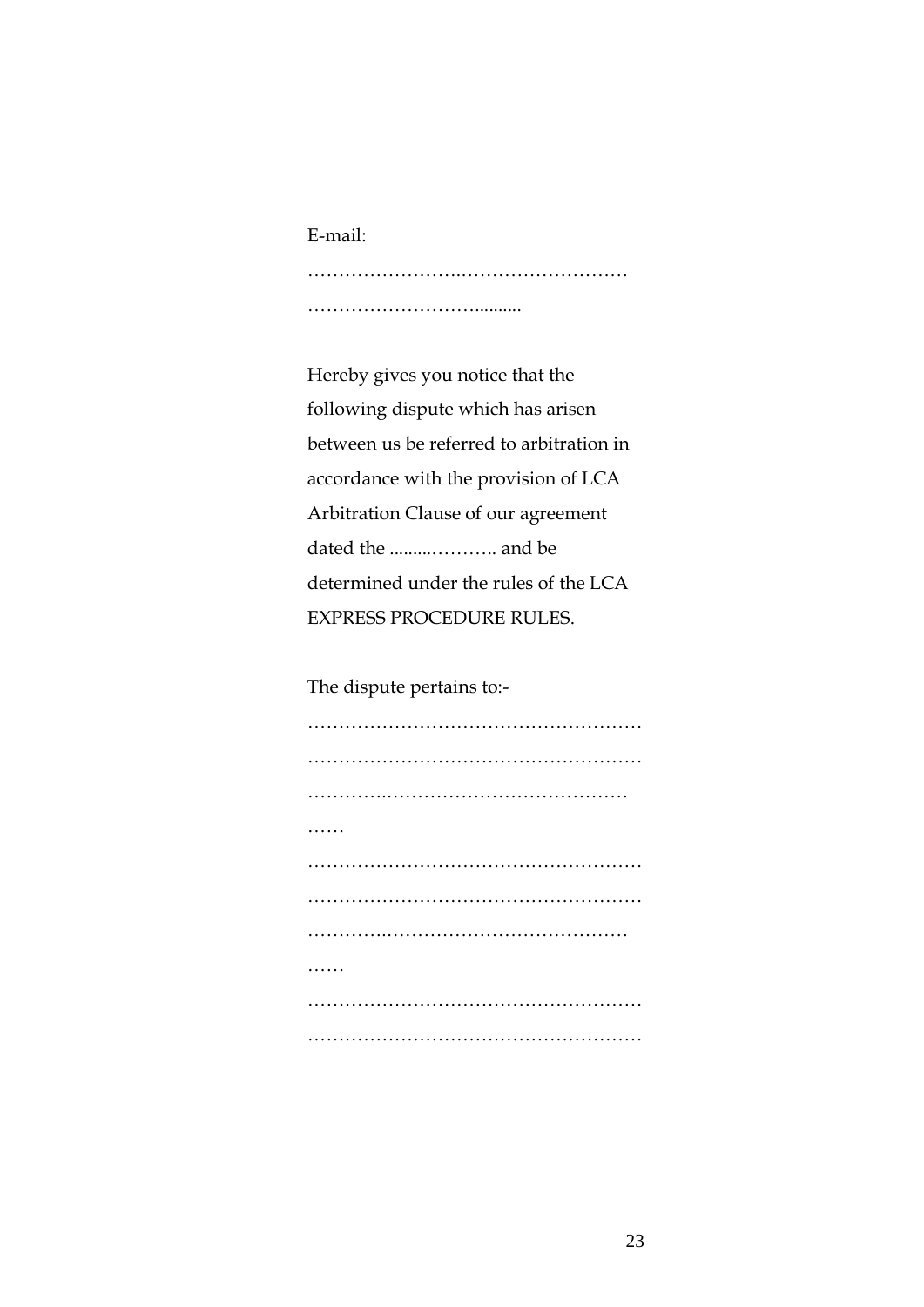E-mail:

……………………..………………………

………………………..........

Hereby gives you notice that the following dispute which has arisen between us be referred to arbitration in accordance with the provision of LCA Arbitration Clause of our agreement dated the .........……….. and be determined under the rules of the LCA EXPRESS PROCEDURE RULES.

The dispute pertains to:-

………………………………………………

………………………………………………

…………..…………………………………

……

………………………………………………

………………………………………………

…………..…………………………………

……

………………………………………………

………………………………………………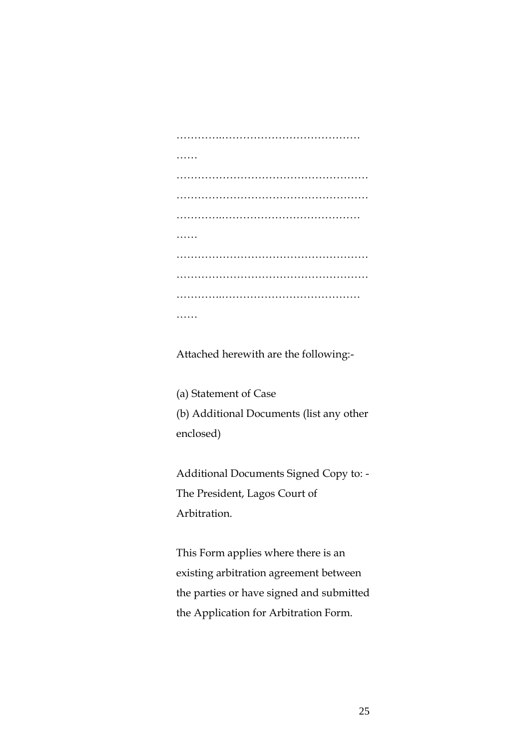…………..…………………………………

……

………………………………………………

………………………………………………

…………..…………………………………

……

………………………………………………

………………………………………………

…………..…………………………………

……

Attached herewith are the following:-

(a) Statement of Case

(b) Additional Documents (list any other enclosed)

Additional Documents Signed Copy to: - The President, Lagos Court of Arbitration.

This Form applies where there is an existing arbitration agreement between the parties or have signed and submitted the Application for Arbitration Form.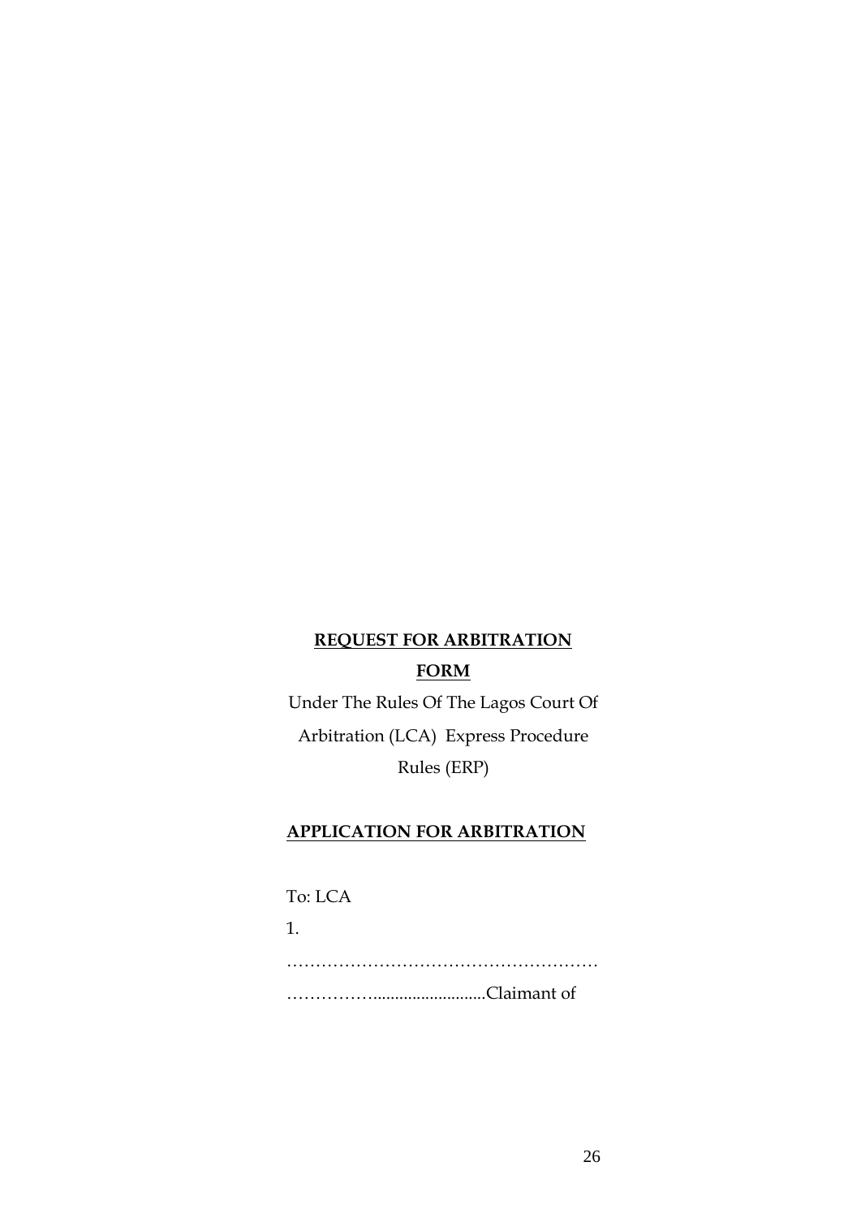**REQUEST FOR ARBITRATION**

**FORM**

Under The Rules Of The Lagos Court Of Arbitration (LCA) Express Procedure Rules (ERP)

**APPLICATION FOR ARBITRATION**

To: LCA

1.

………………………………………………

……………..........................Claimant of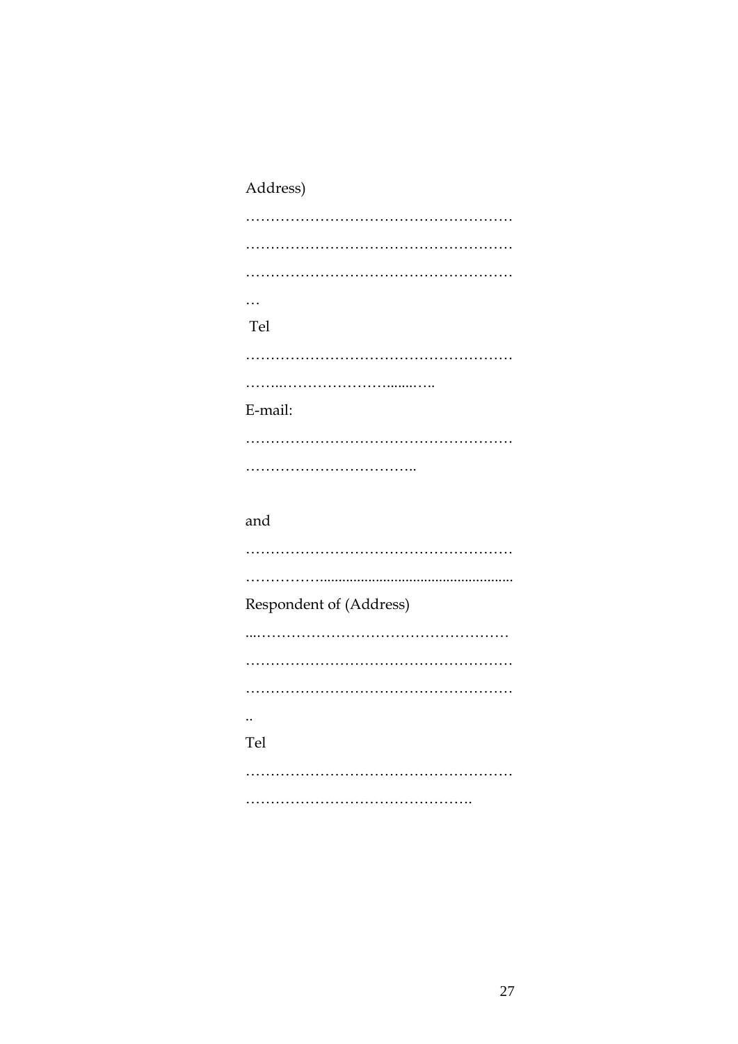Address)

………………………………………………

………………………………………………

………………………………………………

…

Tel

………………………………………………

……..……………………........…..

E-mail:

………………………………………………

……………………………..

and

………………………………………………

……………....................................................

Respondent of (Address)

...……………………………………………

………………………………………………

………………………………………………

..

Tel

………………………………………………

……………………………………….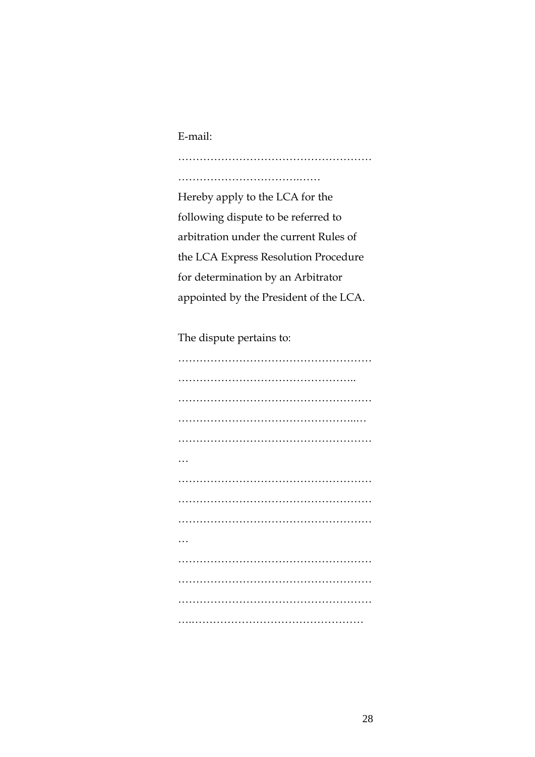E-mail:

………………………………………………

………………………………..……

Hereby apply to the LCA for the following dispute to be referred to arbitration under the current Rules of the LCA Express Resolution Procedure for determination by an Arbitrator appointed by the President of the LCA.

The dispute pertains to:

………………………………………………

…………………………………………..

………………………………………………

……………………………………………..…

………………………………………………

…

………………………………………………

………………………………………………

………………………………………………

…

………………………………………………

………………………………………………

………………………………………………

…..…………………………………………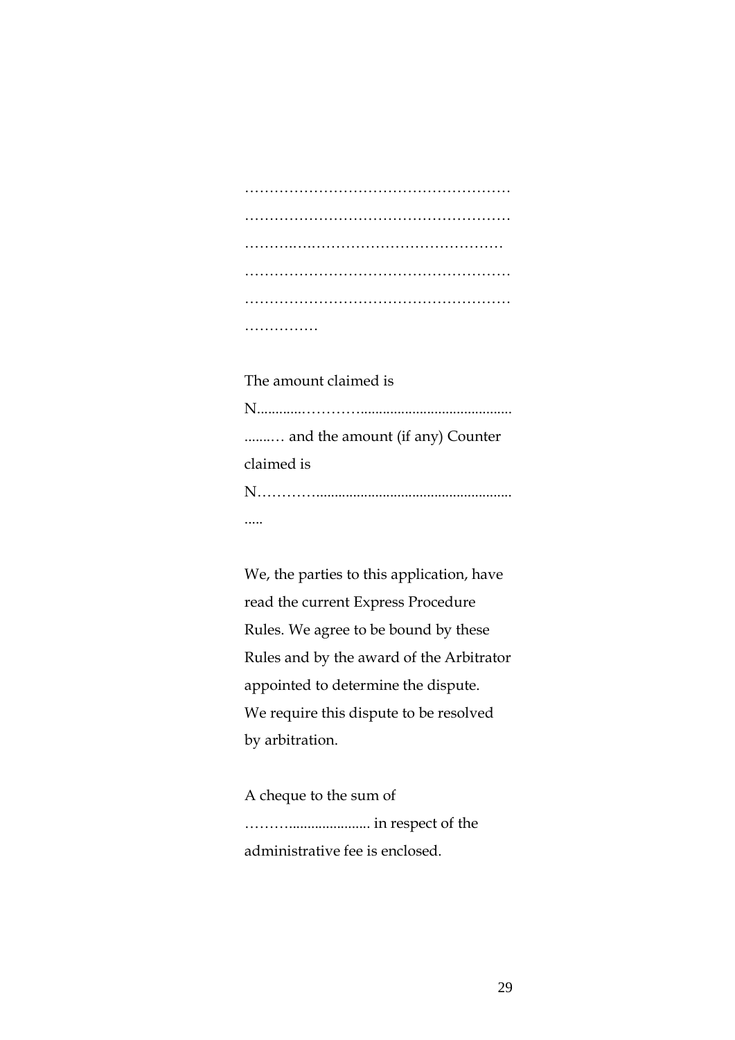………………………………………………
………………………………………………
……….…………………………………
………………………………………………
………………………………………………
……………

The amount claimed is N............………..........................................……… and the amount (if any) Counter claimed is N…………..........................................................

We, the parties to this application, have read the current Express Procedure Rules. We agree to be bound by these Rules and by the award of the Arbitrator appointed to determine the dispute. We require this dispute to be resolved by arbitration.

A cheque to the sum of ……….................... in respect of the administrative fee is enclosed.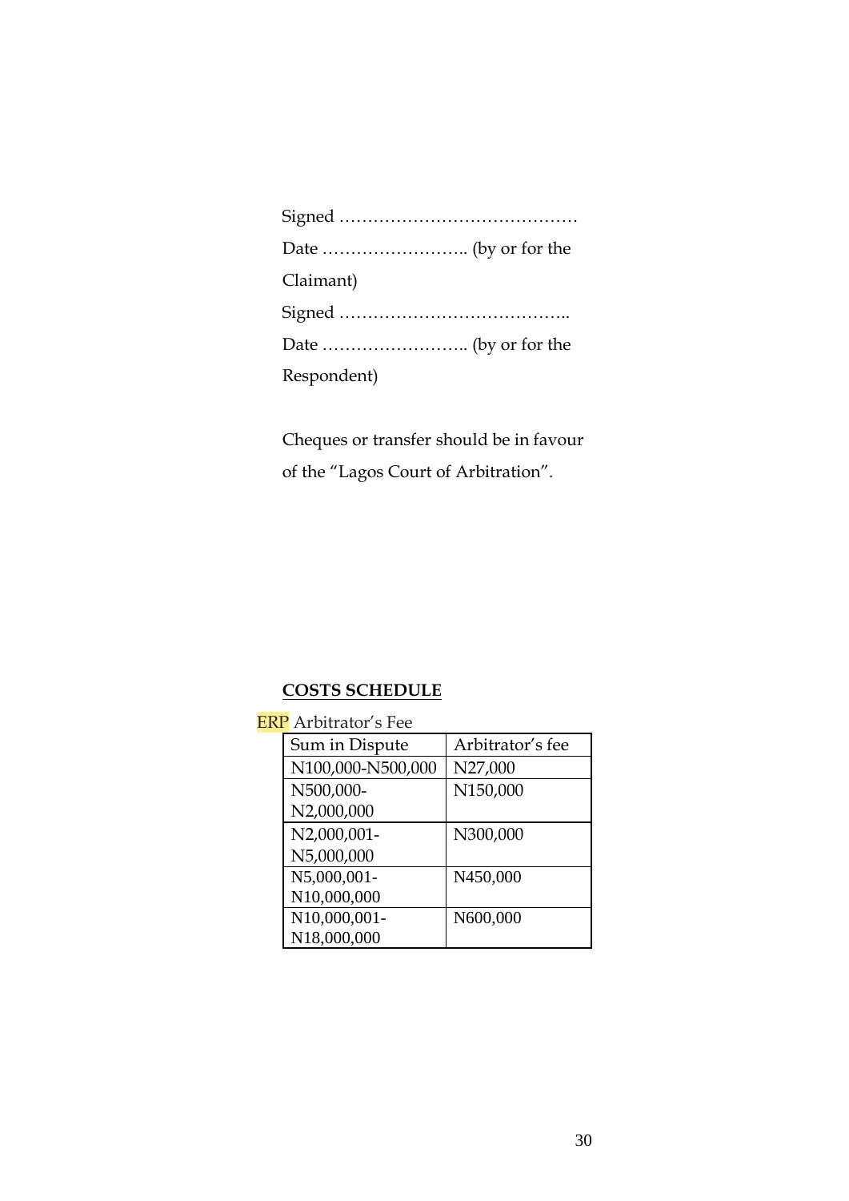Signed ……………………………………

Date …………………….. (by or for the Claimant)

Signed …………………………………..

Date …………………….. (by or for the Respondent)

Cheques or transfer should be in favour of the "Lagos Court of Arbitration".

**COSTS SCHEDULE**

ERP Arbitrator's Fee

| Sum in Dispute | Arbitrator's fee |
|---|---|
| N100,000-N500,000 | N27,000 |
| N500,000-N2,000,000 | N150,000 |
| N2,000,001-N5,000,000 | N300,000 |
| N5,000,001-N10,000,000 | N450,000 |
| N10,000,001-N18,000,000 | N600,000 |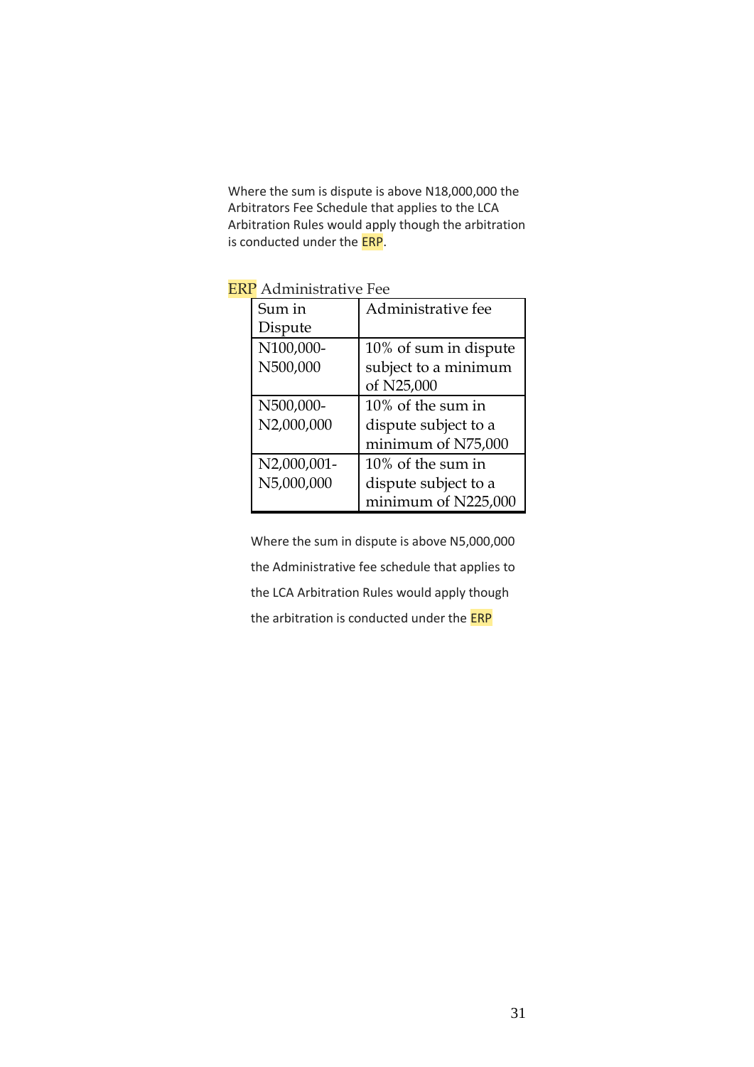Where the sum is dispute is above N18,000,000 the Arbitrators Fee Schedule that applies to the LCA Arbitration Rules would apply though the arbitration is conducted under the ERP.

ERP Administrative Fee

| Sum in Dispute | Administrative fee |
|---|---|
| N100,000-N500,000 | 10% of sum in dispute subject to a minimum of N25,000 |
| N500,000-N2,000,000 | 10% of the sum in dispute subject to a minimum of N75,000 |
| N2,000,001-N5,000,000 | 10% of the sum in dispute subject to a minimum of N225,000 |

Where the sum in dispute is above N5,000,000 the Administrative fee schedule that applies to the LCA Arbitration Rules would apply though the arbitration is conducted under the ERP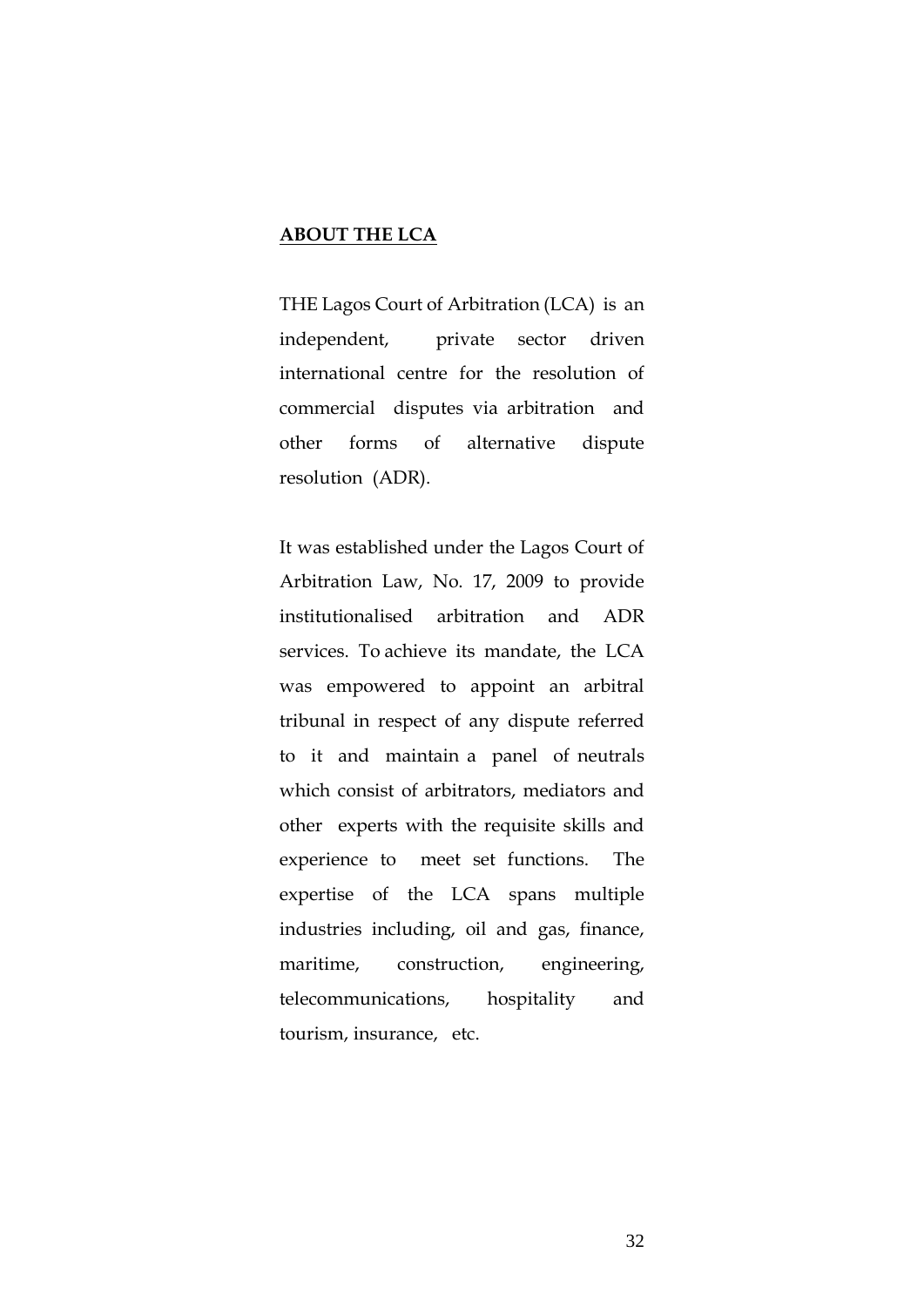## **ABOUT THE LCA**

THE Lagos Court of Arbitration (LCA) is an independent, private sector driven international centre for the resolution of commercial disputes via arbitration and other forms of alternative dispute resolution (ADR).

It was established under the Lagos Court of Arbitration Law, No. 17, 2009 to provide institutionalised arbitration and ADR services. To achieve its mandate, the LCA was empowered to appoint an arbitral tribunal in respect of any dispute referred to it and maintain a panel of neutrals which consist of arbitrators, mediators and other experts with the requisite skills and experience to meet set functions. The expertise of the LCA spans multiple industries including, oil and gas, finance, maritime, construction, engineering, telecommunications, hospitality and tourism, insurance, etc.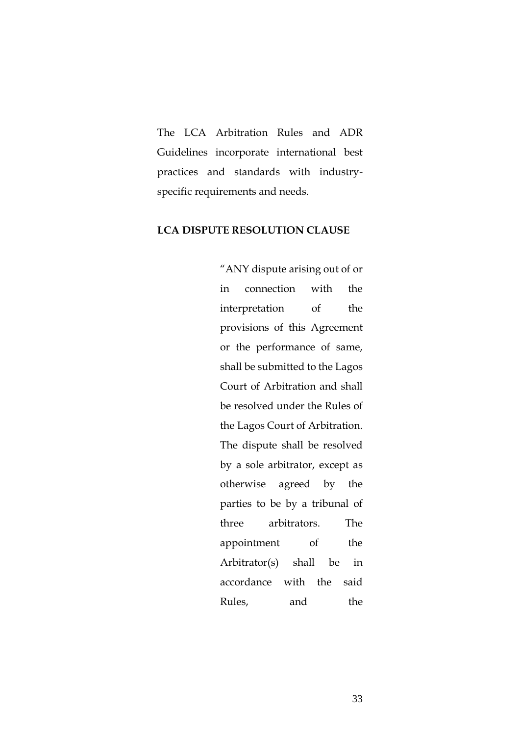The LCA Arbitration Rules and ADR Guidelines incorporate international best practices and standards with industry-specific requirements and needs.

**LCA DISPUTE RESOLUTION CLAUSE**

> "ANY dispute arising out of or in connection with the interpretation of the provisions of this Agreement or the performance of same, shall be submitted to the Lagos Court of Arbitration and shall be resolved under the Rules of the Lagos Court of Arbitration. The dispute shall be resolved by a sole arbitrator, except as otherwise agreed by the parties to be by a tribunal of three arbitrators. The appointment of the Arbitrator(s) shall be in accordance with the said Rules, and the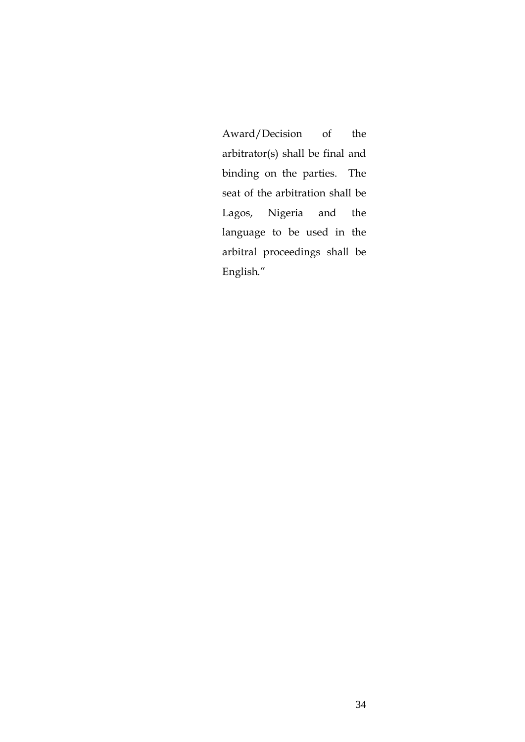Award/Decision of the arbitrator(s) shall be final and binding on the parties. The seat of the arbitration shall be Lagos, Nigeria and the language to be used in the arbitral proceedings shall be English."